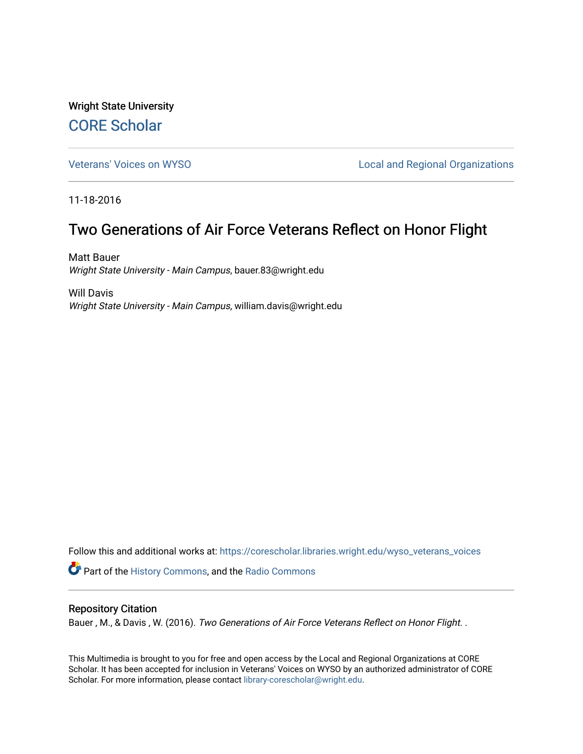Wright State University

## CORE Scholar

Veterans' Voices on WYSO | Local and Regional Organizations

11-18-2016

# Two Generations of Air Force Veterans Reflect on Honor Flight

Matt Bauer
*Wright State University - Main Campus*, bauer.83@wright.edu

Will Davis
*Wright State University - Main Campus*, william.davis@wright.edu

Follow this and additional works at: https://corescholar.libraries.wright.edu/wyso_veterans_voices

Part of the History Commons, and the Radio Commons

### Repository Citation

Bauer , M., & Davis , W. (2016). *Two Generations of Air Force Veterans Reflect on Honor Flight.* .

This Multimedia is brought to you for free and open access by the Local and Regional Organizations at CORE Scholar. It has been accepted for inclusion in Veterans' Voices on WYSO by an authorized administrator of CORE Scholar. For more information, please contact library-corescholar@wright.edu.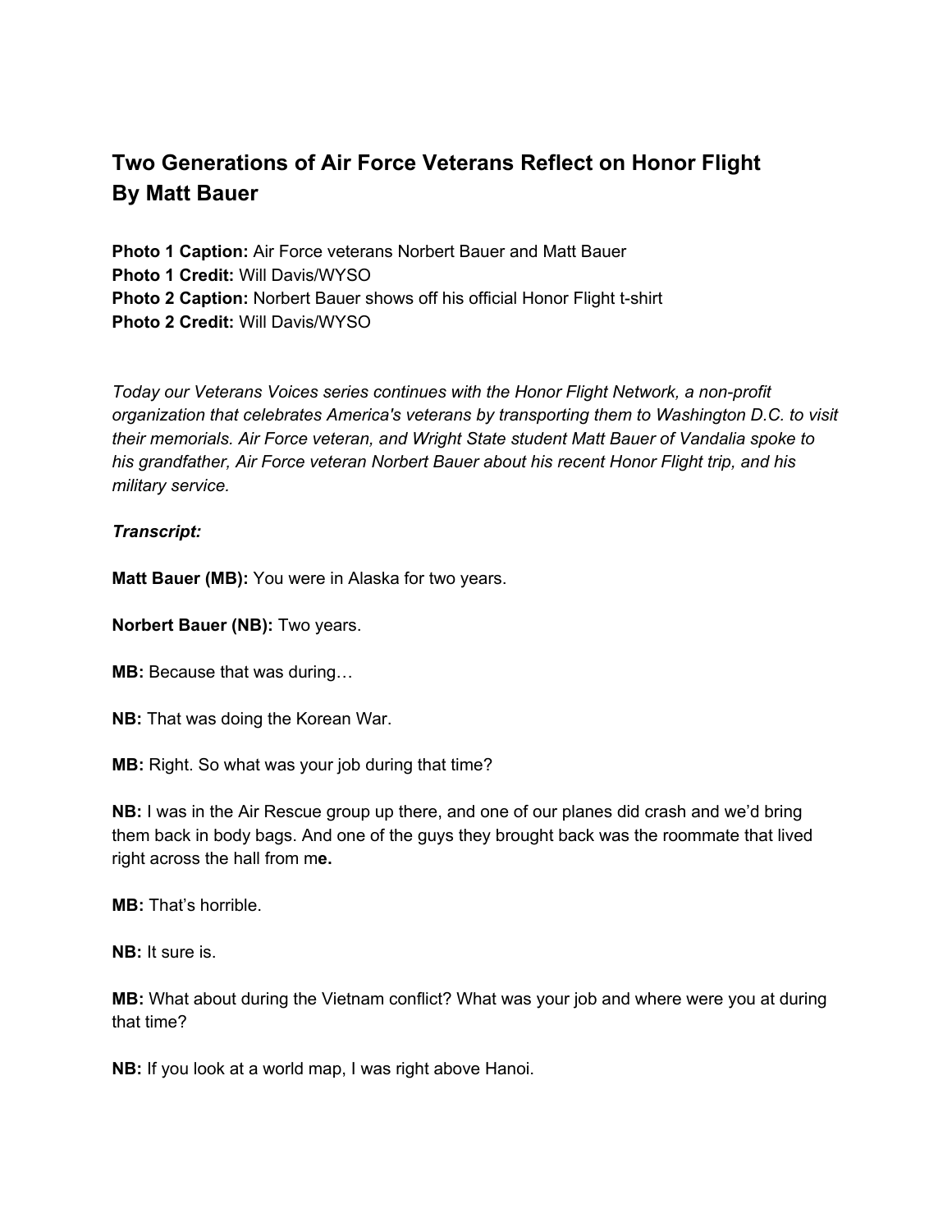## Two Generations of Air Force Veterans Reflect on Honor Flight
## By Matt Bauer

**Photo 1 Caption:** Air Force veterans Norbert Bauer and Matt Bauer
**Photo 1 Credit:** Will Davis/WYSO
**Photo 2 Caption:** Norbert Bauer shows off his official Honor Flight t-shirt
**Photo 2 Credit:** Will Davis/WYSO

*Today our Veterans Voices series continues with the Honor Flight Network, a non-profit organization that celebrates America's veterans by transporting them to Washington D.C. to visit their memorials. Air Force veteran, and Wright State student Matt Bauer of Vandalia spoke to his grandfather, Air Force veteran Norbert Bauer about his recent Honor Flight trip, and his military service.*

***Transcript:***

**Matt Bauer (MB):** You were in Alaska for two years.

**Norbert Bauer (NB):** Two years.

**MB:** Because that was during…

**NB:** That was doing the Korean War.

**MB:** Right. So what was your job during that time?

**NB:** I was in the Air Rescue group up there, and one of our planes did crash and we'd bring them back in body bags. And one of the guys they brought back was the roommate that lived right across the hall from me.

**MB:** That's horrible.

**NB:** It sure is.

**MB:** What about during the Vietnam conflict? What was your job and where were you at during that time?

**NB:** If you look at a world map, I was right above Hanoi.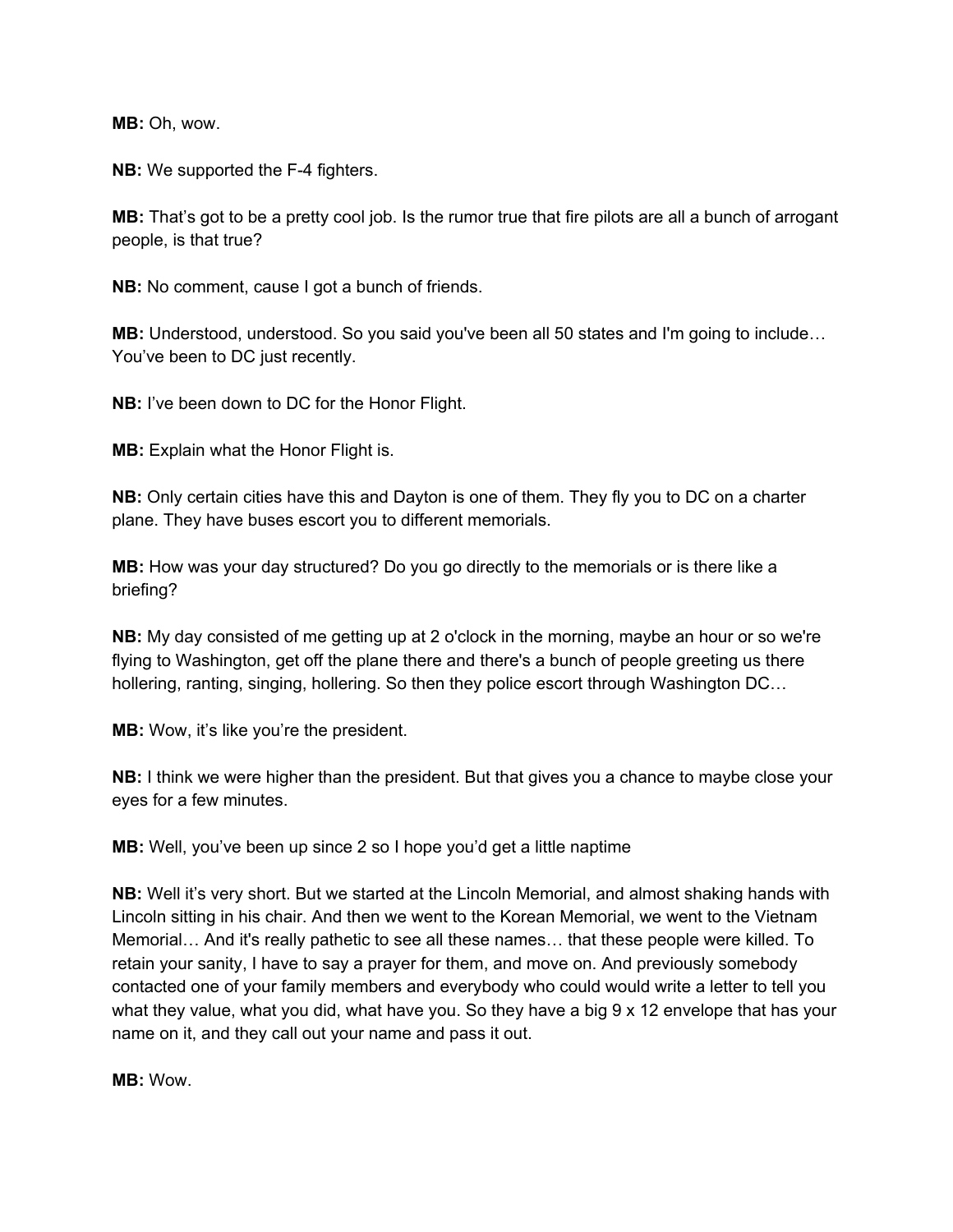**MB:** Oh, wow.

**NB:** We supported the F-4 fighters.

**MB:** That's got to be a pretty cool job. Is the rumor true that fire pilots are all a bunch of arrogant people, is that true?

**NB:** No comment, cause I got a bunch of friends.

**MB:** Understood, understood. So you said you've been all 50 states and I'm going to include… You've been to DC just recently.

**NB:** I've been down to DC for the Honor Flight.

**MB:** Explain what the Honor Flight is.

**NB:** Only certain cities have this and Dayton is one of them. They fly you to DC on a charter plane. They have buses escort you to different memorials.

**MB:** How was your day structured? Do you go directly to the memorials or is there like a briefing?

**NB:** My day consisted of me getting up at 2 o'clock in the morning, maybe an hour or so we're flying to Washington, get off the plane there and there's a bunch of people greeting us there hollering, ranting, singing, hollering. So then they police escort through Washington DC…

**MB:** Wow, it's like you're the president.

**NB:** I think we were higher than the president. But that gives you a chance to maybe close your eyes for a few minutes.

**MB:** Well, you've been up since 2 so I hope you'd get a little naptime

**NB:** Well it's very short. But we started at the Lincoln Memorial, and almost shaking hands with Lincoln sitting in his chair. And then we went to the Korean Memorial, we went to the Vietnam Memorial… And it's really pathetic to see all these names… that these people were killed. To retain your sanity, I have to say a prayer for them, and move on. And previously somebody contacted one of your family members and everybody who could would write a letter to tell you what they value, what you did, what have you. So they have a big 9 x 12 envelope that has your name on it, and they call out your name and pass it out.

**MB:** Wow.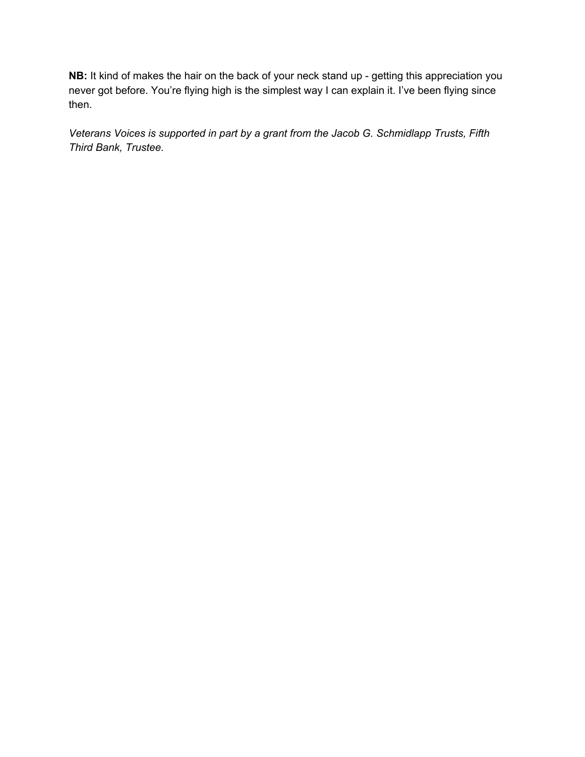**NB:** It kind of makes the hair on the back of your neck stand up - getting this appreciation you never got before. You're flying high is the simplest way I can explain it. I've been flying since then.

*Veterans Voices is supported in part by a grant from the Jacob G. Schmidlapp Trusts, Fifth Third Bank, Trustee.*